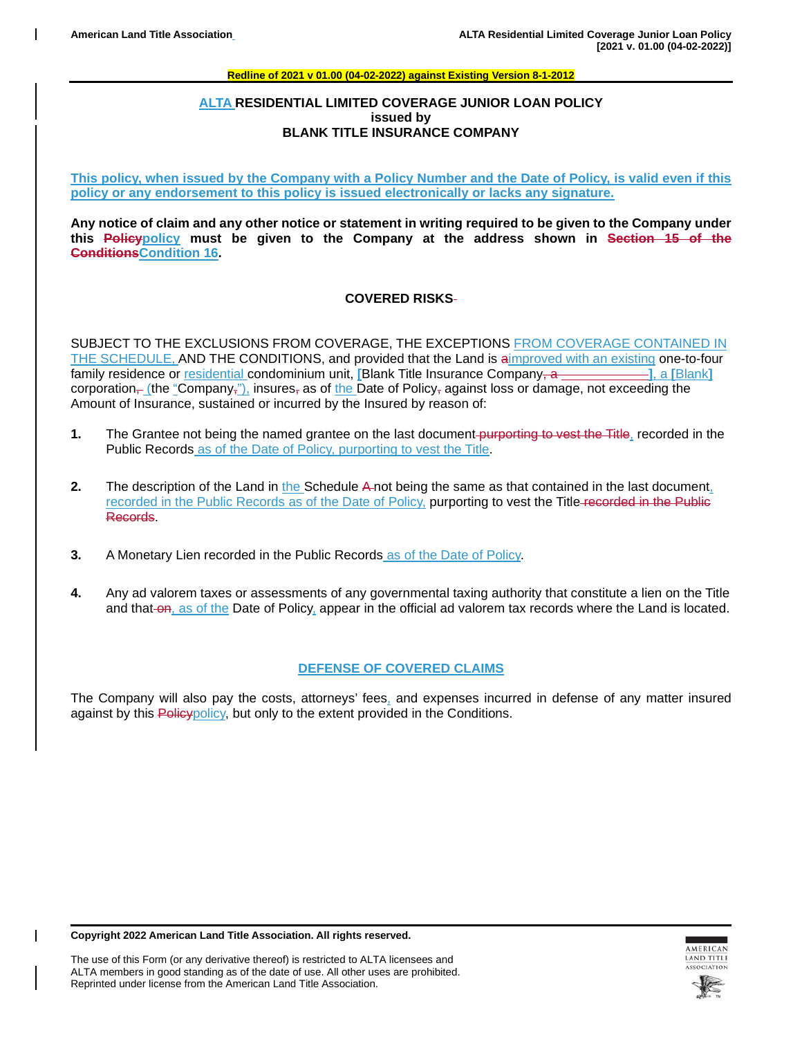**Redline of 2021 v 01.00 (04-02-2022) against Existing Version 8-1-2012**

# ALTA RESIDENTIAL LIMITED COVERAGE JUNIOR LOAN POLICY
## issued by
## BLANK TITLE INSURANCE COMPANY

**This policy, when issued by the Company with a Policy Number and the Date of Policy, is valid even if this policy or any endorsement to this policy is issued electronically or lacks any signature.**

**Any notice of claim and any other notice or statement in writing required to be given to the Company under this ~~Policy~~policy must be given to the Company at the address shown in ~~Section 15 of the Conditions~~Condition 16.**

## COVERED RISKS

SUBJECT TO THE EXCLUSIONS FROM COVERAGE, THE EXCEPTIONS FROM COVERAGE CONTAINED IN THE SCHEDULE, AND THE CONDITIONS, and provided that the Land is ~~a~~improved with an existing one-to-four family residence or residential condominium unit, [Blank Title Insurance Company~~, a ____________~~], a [Blank] corporation~~,~~ (the "Company~~,~~"), insures~~,~~ as of the Date of Policy~~,~~ against loss or damage, not exceeding the Amount of Insurance, sustained or incurred by the Insured by reason of:

1. The Grantee not being the named grantee on the last document ~~purporting to vest the Title~~, recorded in the Public Records as of the Date of Policy, purporting to vest the Title.

2. The description of the Land in the Schedule ~~A~~ not being the same as that contained in the last document, recorded in the Public Records as of the Date of Policy, purporting to vest the Title ~~recorded in the Public Records~~.

3. A Monetary Lien recorded in the Public Records as of the Date of Policy.

4. Any ad valorem taxes or assessments of any governmental taxing authority that constitute a lien on the Title and that ~~on~~, as of the Date of Policy, appear in the official ad valorem tax records where the Land is located.

## DEFENSE OF COVERED CLAIMS

The Company will also pay the costs, attorneys' fees, and expenses incurred in defense of any matter insured against by this ~~Policy~~policy, but only to the extent provided in the Conditions.

**Copyright 2022 American Land Title Association. All rights reserved.**

The use of this Form (or any derivative thereof) is restricted to ALTA licensees and ALTA members in good standing as of the date of use. All other uses are prohibited. Reprinted under license from the American Land Title Association.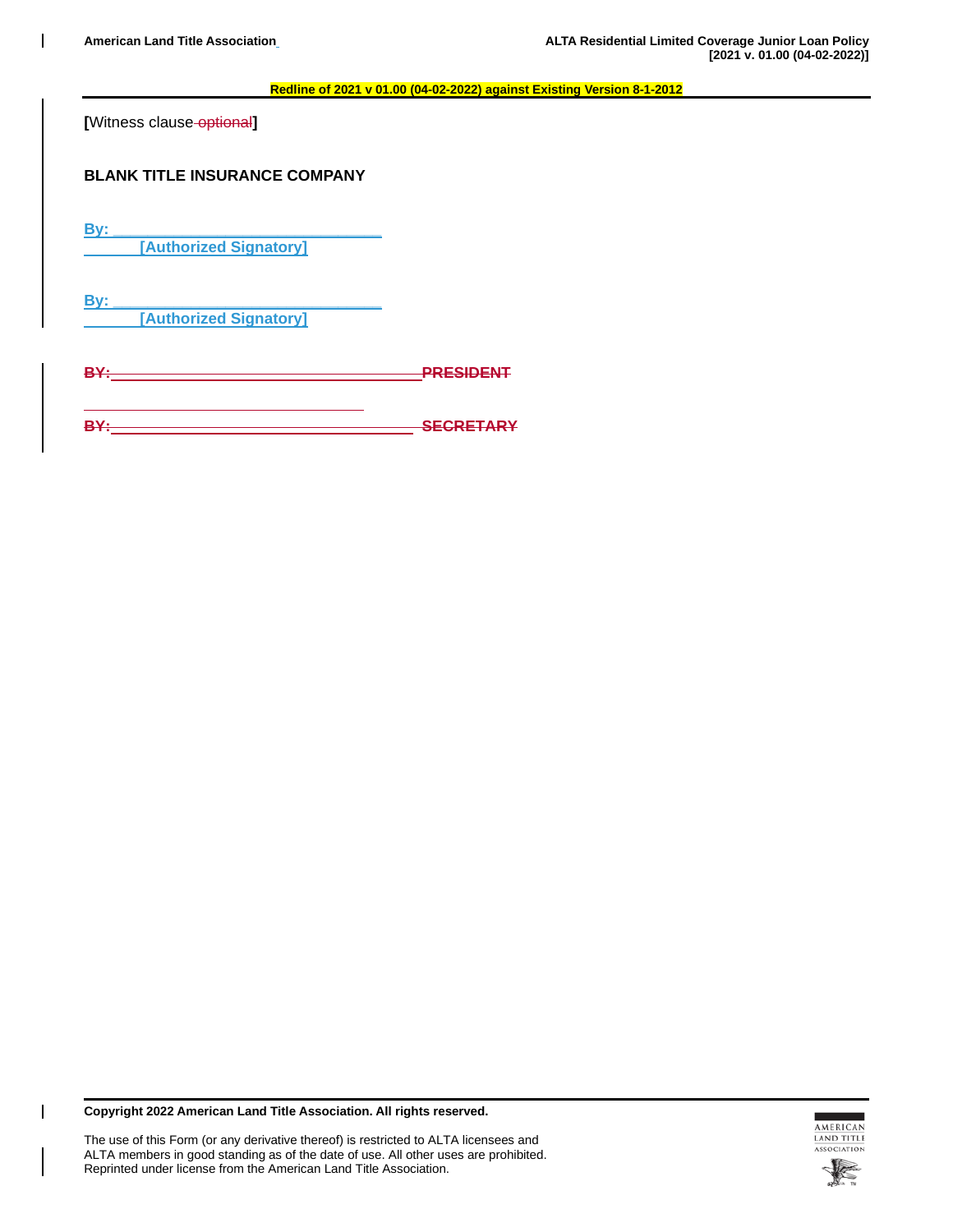[Witness clause ~~optional~~]

**BLANK TITLE INSURANCE COMPANY**

**By: ______________________________**
**[Authorized Signatory]**

**By: ______________________________**
**[Authorized Signatory]**

~~**BY: ______________________________ PRESIDENT**~~

~~**BY: ______________________________ SECRETARY**~~

**Copyright 2022 American Land Title Association. All rights reserved.**

The use of this Form (or any derivative thereof) is restricted to ALTA licensees and ALTA members in good standing as of the date of use. All other uses are prohibited. Reprinted under license from the American Land Title Association.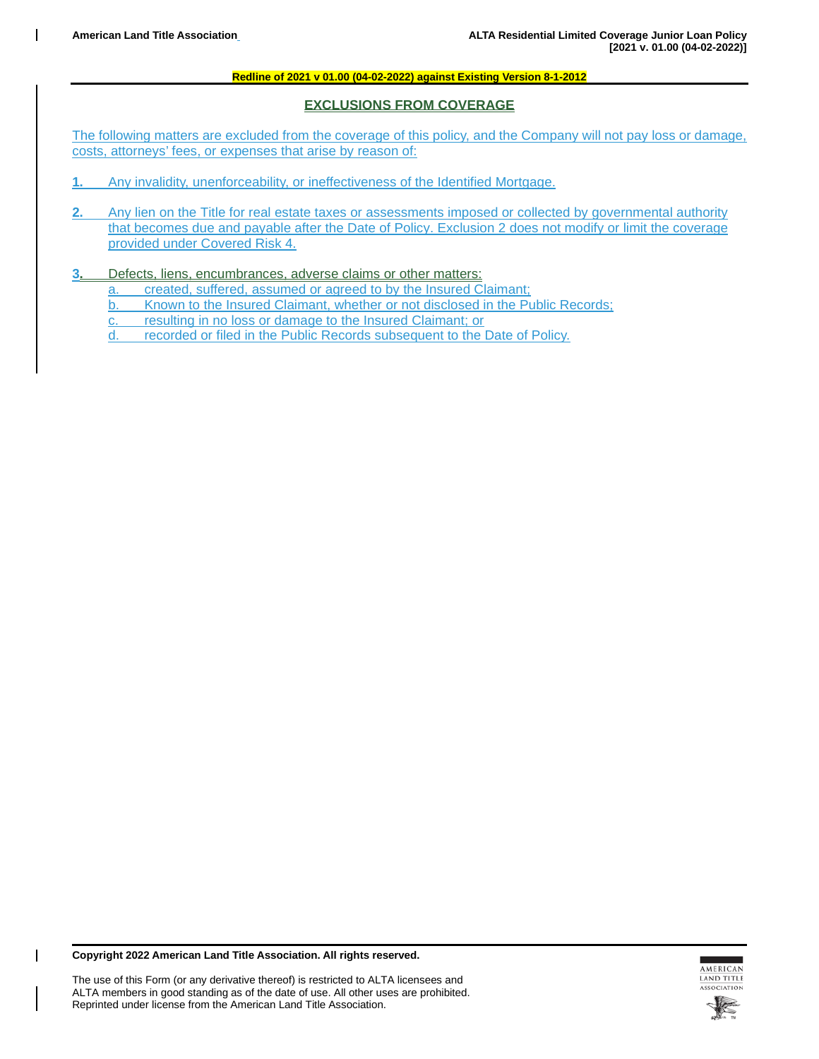Redline of 2021 v 01.00 (04-02-2022) against Existing Version 8-1-2012

## EXCLUSIONS FROM COVERAGE

The following matters are excluded from the coverage of this policy, and the Company will not pay loss or damage, costs, attorneys' fees, or expenses that arise by reason of:

**1.** Any invalidity, unenforceability, or ineffectiveness of the Identified Mortgage.

**2.** Any lien on the Title for real estate taxes or assessments imposed or collected by governmental authority that becomes due and payable after the Date of Policy. Exclusion 2 does not modify or limit the coverage provided under Covered Risk 4.

**3.** Defects, liens, encumbrances, adverse claims or other matters:

a. created, suffered, assumed or agreed to by the Insured Claimant;

b. Known to the Insured Claimant, whether or not disclosed in the Public Records;

c. resulting in no loss or damage to the Insured Claimant; or

d. recorded or filed in the Public Records subsequent to the Date of Policy.

**Copyright 2022 American Land Title Association. All rights reserved.**

The use of this Form (or any derivative thereof) is restricted to ALTA licensees and ALTA members in good standing as of the date of use. All other uses are prohibited. Reprinted under license from the American Land Title Association.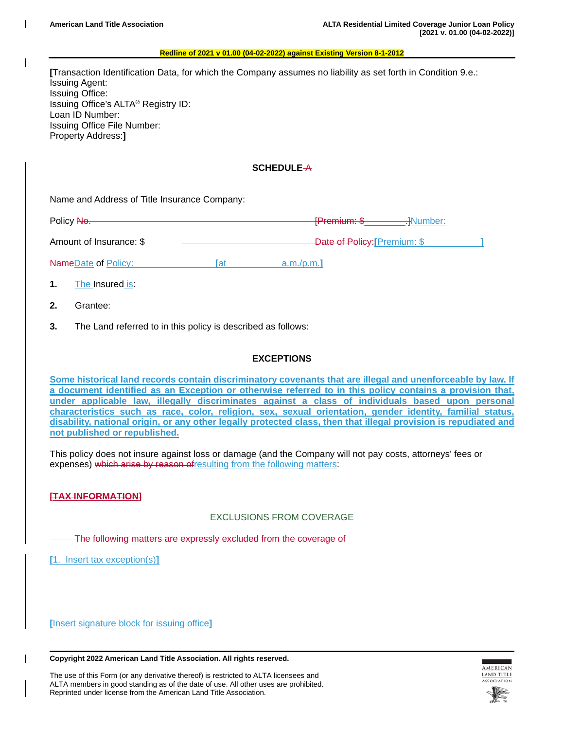**Redline of 2021 v 01.00 (04-02-2022) against Existing Version 8-1-2012**

[Transaction Identification Data, for which the Company assumes no liability as set forth in Condition 9.e.:
Issuing Agent:
Issuing Office:
Issuing Office's ALTA® Registry ID:
Loan ID Number:
Issuing Office File Number:
Property Address:]

## SCHEDULE A

Name and Address of Title Insurance Company:

Policy No. [Premium: $________.]Number:

Amount of Insurance: $ Date of Policy:[Premium: $ ]

NameDate of Policy: [at a.m./p.m.]

**1.** The Insured is:

**2.** Grantee:

**3.** The Land referred to in this policy is described as follows:

## EXCEPTIONS

**Some historical land records contain discriminatory covenants that are illegal and unenforceable by law. If a document identified as an Exception or otherwise referred to in this policy contains a provision that, under applicable law, illegally discriminates against a class of individuals based upon personal characteristics such as race, color, religion, sex, sexual orientation, gender identity, familial status, disability, national origin, or any other legally protected class, then that illegal provision is repudiated and not published or republished.**

This policy does not insure against loss or damage (and the Company will not pay costs, attorneys' fees or expenses) which arise by reason ofresulting from the following matters:

**[TAX INFORMATION]**

EXCLUSIONS FROM COVERAGE

The following matters are expressly excluded from the coverage of

[1. Insert tax exception(s)]

[Insert signature block for issuing office]

**Copyright 2022 American Land Title Association. All rights reserved.**

The use of this Form (or any derivative thereof) is restricted to ALTA licensees and ALTA members in good standing as of the date of use. All other uses are prohibited. Reprinted under license from the American Land Title Association.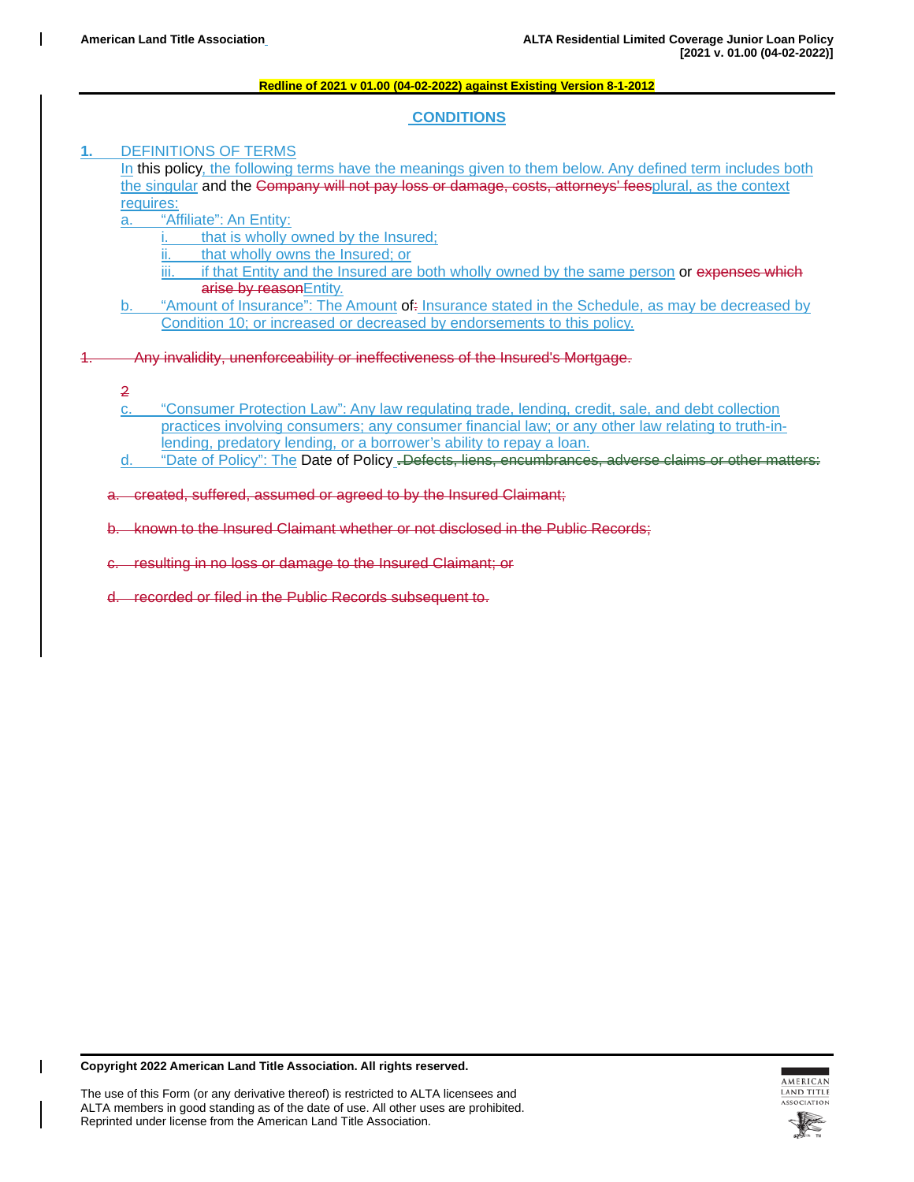Redline of 2021 v 01.00 (04-02-2022) against Existing Version 8-1-2012

## CONDITIONS

**1.** DEFINITIONS OF TERMS

In this policy, the following terms have the meanings given to them below. Any defined term includes both the singular and the ~~Company will not pay loss or damage, costs, attorneys' fees~~plural, as the context requires:

a. "Affiliate": An Entity:

   i. that is wholly owned by the Insured;

   ii. that wholly owns the Insured; or

   iii. if that Entity and the Insured are both wholly owned by the same person or ~~expenses which arise by reason~~Entity.

b. "Amount of Insurance": The Amount of~~:~~ Insurance stated in the Schedule, as may be decreased by Condition 10; or increased or decreased by endorsements to this policy.

~~1. Any invalidity, unenforceability or ineffectiveness of the Insured's Mortgage.~~

~~2~~

c. "Consumer Protection Law": Any law regulating trade, lending, credit, sale, and debt collection practices involving consumers; any consumer financial law; or any other law relating to truth-in-lending, predatory lending, or a borrower's ability to repay a loan.

d. "Date of Policy": The Date of Policy ~~. Defects, liens, encumbrances, adverse claims or other matters:~~

~~a. created, suffered, assumed or agreed to by the Insured Claimant;~~

~~b. known to the Insured Claimant whether or not disclosed in the Public Records;~~

~~c. resulting in no loss or damage to the Insured Claimant; or~~

~~d. recorded or filed in the Public Records subsequent to.~~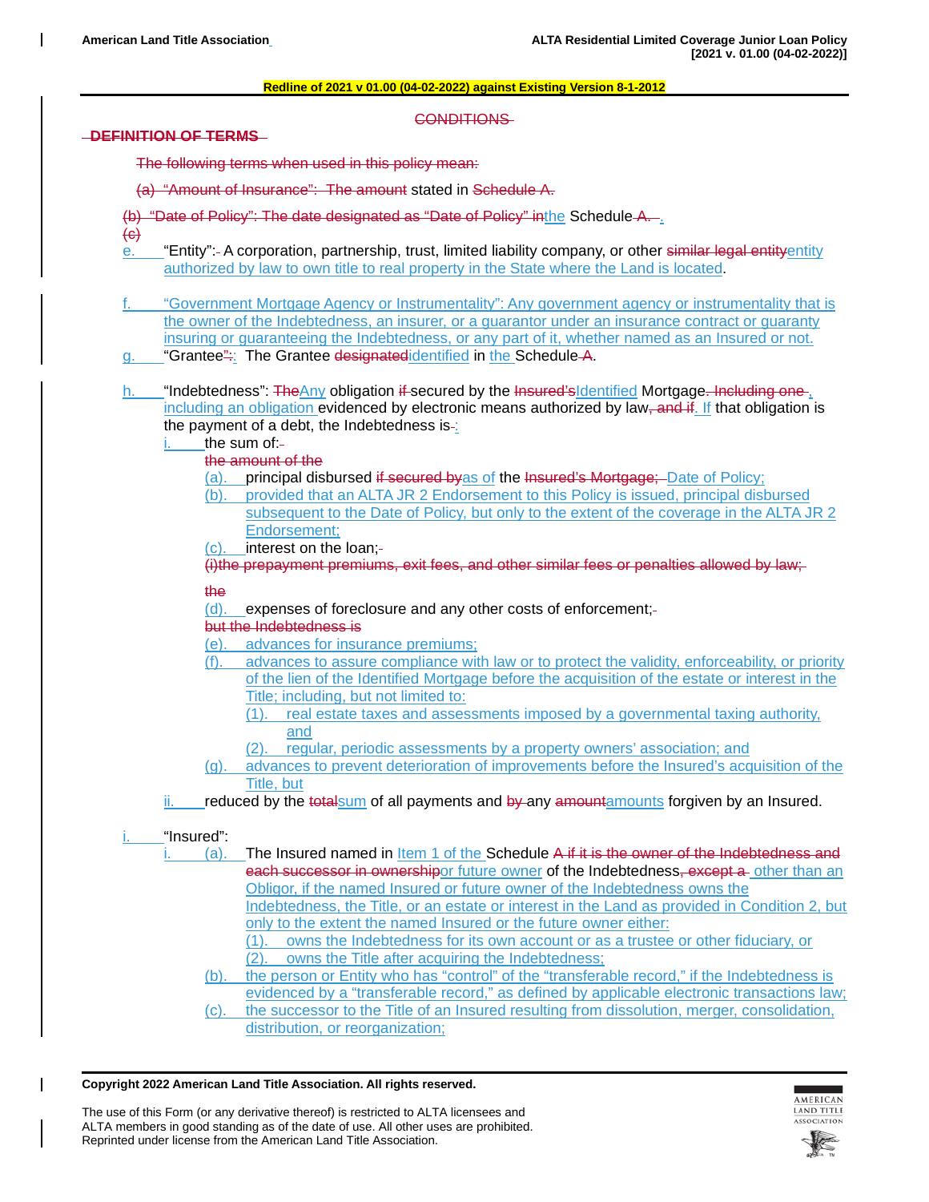Redline of 2021 v 01.00 (04-02-2022) against Existing Version 8-1-2012

~~CONDITIONS~~

~~DEFINITION OF TERMS~~

~~The following terms when used in this policy mean:~~

~~(a) "Amount of Insurance": The amount~~ stated in ~~Schedule A.~~

~~(b) "Date of Policy": The date designated as "Date of Policy" in~~the Schedule ~~A.~~ .

~~(c)~~

e. "Entity": A corporation, partnership, trust, limited liability company, or other ~~similar legal entity~~entity authorized by law to own title to real property in the State where the Land is located.

f. "Government Mortgage Agency or Instrumentality": Any government agency or instrumentality that is the owner of the Indebtedness, an insurer, or a guarantor under an insurance contract or guaranty insuring or guaranteeing the Indebtedness, or any part of it, whether named as an Insured or not.

g. "Grantee"~~:~~: The Grantee ~~designated~~identified in the Schedule ~~A~~.

h. "Indebtedness": ~~The~~Any obligation ~~if~~ secured by the ~~Insured's~~Identified Mortgage~~. Including one~~ , including an obligation evidenced by electronic means authorized by law~~, and if~~. If that obligation is the payment of a debt, the Indebtedness is:

- i. the sum of:
  - ~~the amount of the~~
  - (a). principal disbursed ~~if secured by~~as of the ~~Insured's Mortgage;~~ Date of Policy;
  - (b). provided that an ALTA JR 2 Endorsement to this Policy is issued, principal disbursed subsequent to the Date of Policy, but only to the extent of the coverage in the ALTA JR 2 Endorsement;
  - (c). interest on the loan;
  - ~~(i)the prepayment premiums, exit fees, and other similar fees or penalties allowed by law;~~
  - ~~the~~
  - (d). expenses of foreclosure and any other costs of enforcement;
  - ~~but the Indebtedness is~~
  - (e). advances for insurance premiums;
  - (f). advances to assure compliance with law or to protect the validity, enforceability, or priority of the lien of the Identified Mortgage before the acquisition of the estate or interest in the Title; including, but not limited to:
    - (1). real estate taxes and assessments imposed by a governmental taxing authority, and
    - (2). regular, periodic assessments by a property owners' association; and
  - (g). advances to prevent deterioration of improvements before the Insured's acquisition of the Title, but
- ii. reduced by the ~~total~~sum of all payments and ~~by~~ any ~~amount~~amounts forgiven by an Insured.

i. "Insured":

- i. (a). The Insured named in Item 1 of the Schedule ~~A if it is the owner of the Indebtedness and each successor in ownership~~or future owner of the Indebtedness~~, except a~~ other than an Obligor, if the named Insured or future owner of the Indebtedness owns the Indebtedness, the Title, or an estate or interest in the Land as provided in Condition 2, but only to the extent the named Insured or the future owner either:
    - (1). owns the Indebtedness for its own account or as a trustee or other fiduciary, or
    - (2). owns the Title after acquiring the Indebtedness;
  - (b). the person or Entity who has "control" of the "transferable record," if the Indebtedness is evidenced by a "transferable record," as defined by applicable electronic transactions law;
  - (c). the successor to the Title of an Insured resulting from dissolution, merger, consolidation, distribution, or reorganization;

**Copyright 2022 American Land Title Association. All rights reserved.**

The use of this Form (or any derivative thereof) is restricted to ALTA licensees and ALTA members in good standing as of the date of use. All other uses are prohibited. Reprinted under license from the American Land Title Association.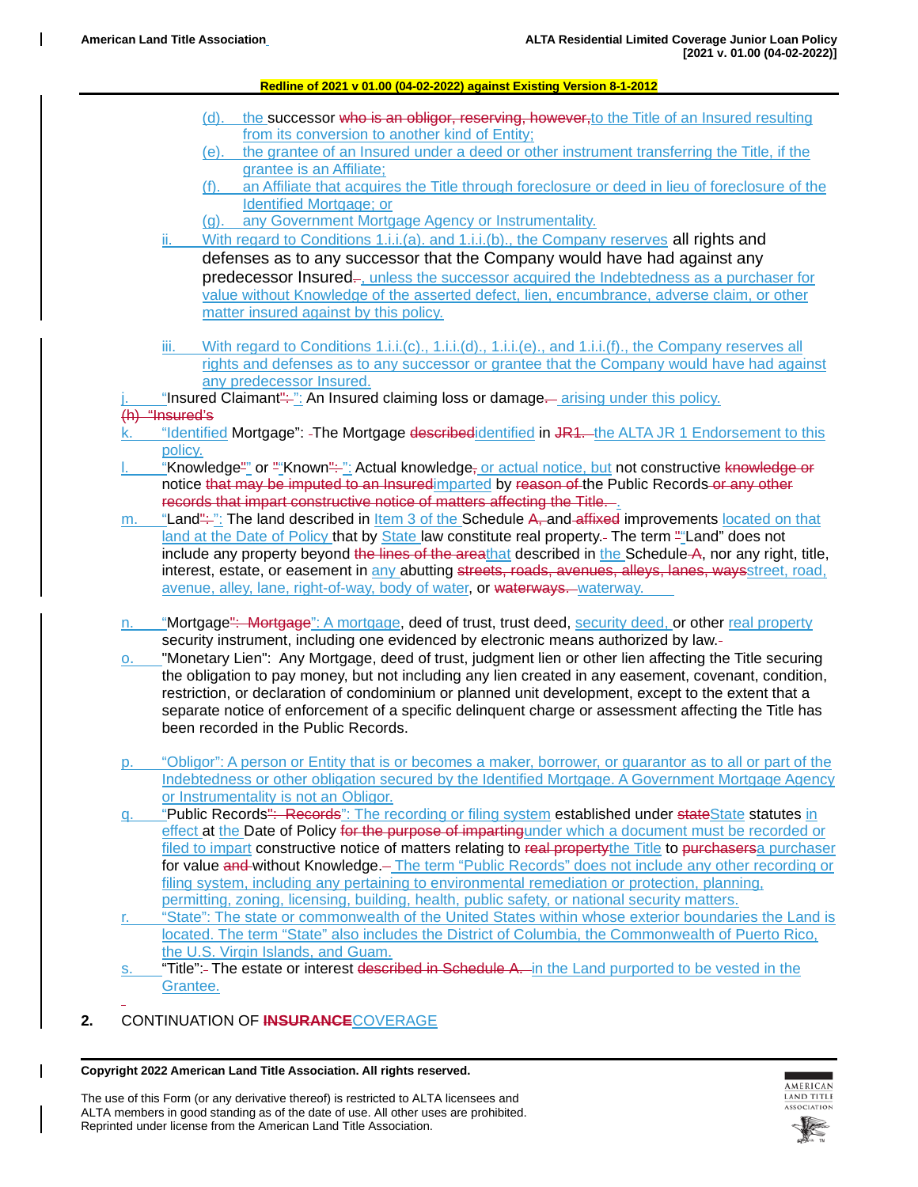(d). the successor ~~who is an obligor, reserving, however,~~to the Title of an Insured resulting from its conversion to another kind of Entity;

(e). the grantee of an Insured under a deed or other instrument transferring the Title, if the grantee is an Affiliate;

(f). an Affiliate that acquires the Title through foreclosure or deed in lieu of foreclosure of the Identified Mortgage; or

(g). any Government Mortgage Agency or Instrumentality.

ii. With regard to Conditions 1.i.i.(a). and 1.i.i.(b)., the Company reserves all rights and defenses as to any successor that the Company would have had against any predecessor Insured~~.~~, unless the successor acquired the Indebtedness as a purchaser for value without Knowledge of the asserted defect, lien, encumbrance, adverse claim, or other matter insured against by this policy.

iii. With regard to Conditions 1.i.i.(c)., 1.i.i.(d)., 1.i.i.(e)., and 1.i.i.(f)., the Company reserves all rights and defenses as to any successor or grantee that the Company would have had against any predecessor Insured.

j. "Insured Claimant~~":~~": An Insured claiming loss or damage~~.~~ arising under this policy.

~~(h) "Insured's~~

k. "Identified Mortgage": The Mortgage ~~described~~identified in ~~JR1.~~ the ALTA JR 1 Endorsement to this policy.

l. "Knowledge~~"~~" or ~~"~~"Known~~":~~": Actual knowledge~~,~~ or actual notice, but not constructive ~~knowledge or~~ notice ~~that may be imputed to an Insured~~imparted by ~~reason of~~ the Public Records ~~or any other records that impart constructive notice of matters affecting the Title.~~.

m. "Land~~":~~": The land described in Item 3 of the Schedule ~~A,~~ and ~~affixed~~ improvements located on that land at the Date of Policy that by State law constitute real property~~.~~ The term ~~"~~"Land" does not include any property beyond ~~the lines of the area~~that described in the Schedule ~~A~~, nor any right, title, interest, estate, or easement in any abutting ~~streets, roads, avenues, alleys, lanes, ways~~street, road, avenue, alley, lane, right-of-way, body of water, or ~~waterways.~~ waterway.

n. "Mortgage~~": Mortgage~~": A mortgage, deed of trust, trust deed, security deed, or other real property security instrument, including one evidenced by electronic means authorized by law.

o. "Monetary Lien": Any Mortgage, deed of trust, judgment lien or other lien affecting the Title securing the obligation to pay money, but not including any lien created in any easement, covenant, condition, restriction, or declaration of condominium or planned unit development, except to the extent that a separate notice of enforcement of a specific delinquent charge or assessment affecting the Title has been recorded in the Public Records.

p. "Obligor": A person or Entity that is or becomes a maker, borrower, or guarantor as to all or part of the Indebtedness or other obligation secured by the Identified Mortgage. A Government Mortgage Agency or Instrumentality is not an Obligor.

q. "Public Records~~": Records~~": The recording or filing system established under ~~state~~State statutes in effect at the Date of Policy ~~for the purpose of imparting~~under which a document must be recorded or filed to impart constructive notice of matters relating to ~~real property~~the Title to ~~purchasers~~a purchaser for value ~~and~~ without Knowledge~~.~~ The term "Public Records" does not include any other recording or filing system, including any pertaining to environmental remediation or protection, planning, permitting, zoning, licensing, building, health, public safety, or national security matters.

r. "State": The state or commonwealth of the United States within whose exterior boundaries the Land is located. The term "State" also includes the District of Columbia, the Commonwealth of Puerto Rico, the U.S. Virgin Islands, and Guam.

s. "Title": The estate or interest ~~described in Schedule A.~~ in the Land purported to be vested in the Grantee.

## 2. CONTINUATION OF ~~**INSURANCE**~~COVERAGE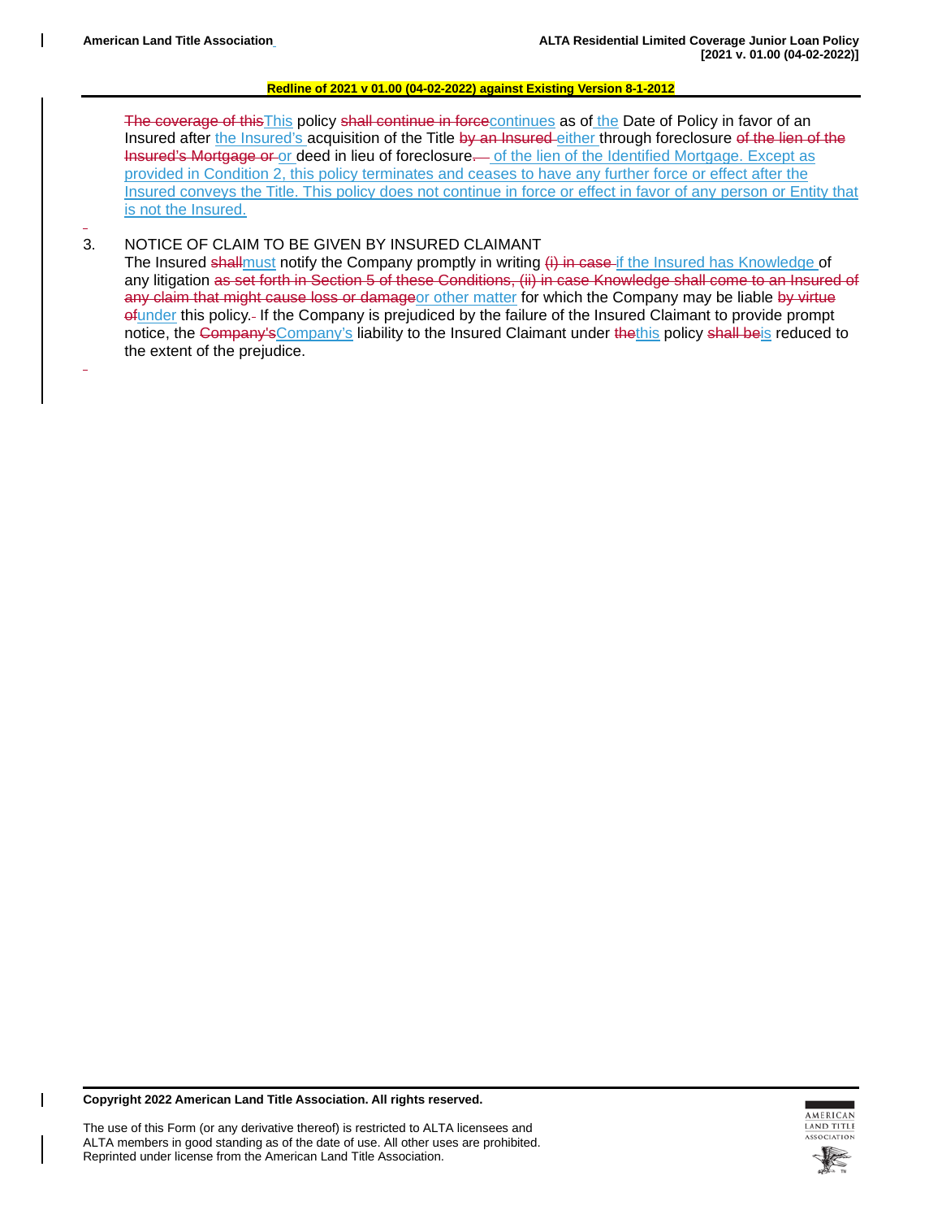**Redline of 2021 v 01.00 (04-02-2022) against Existing Version 8-1-2012**

~~The coverage of this~~This policy ~~shall continue in force~~continues as of the Date of Policy in favor of an Insured after the Insured's acquisition of the Title ~~by an Insured~~ either through foreclosure ~~of the lien of the Insured's Mortgage or~~ or deed in lieu of foreclosure~~.~~ of the lien of the Identified Mortgage. Except as provided in Condition 2, this policy terminates and ceases to have any further force or effect after the Insured conveys the Title. This policy does not continue in force or effect in favor of any person or Entity that is not the Insured.

3. NOTICE OF CLAIM TO BE GIVEN BY INSURED CLAIMANT

The Insured ~~shall~~must notify the Company promptly in writing ~~(i) in case~~ if the Insured has Knowledge of any litigation ~~as set forth in Section 5 of these Conditions, (ii) in case Knowledge shall come to an Insured of any claim that might cause loss or damage~~or other matter for which the Company may be liable ~~by virtue of~~under this policy. If the Company is prejudiced by the failure of the Insured Claimant to provide prompt notice, the ~~Company's~~Company's liability to the Insured Claimant under ~~the~~this policy ~~shall be~~is reduced to the extent of the prejudice.

**Copyright 2022 American Land Title Association. All rights reserved.**

The use of this Form (or any derivative thereof) is restricted to ALTA licensees and ALTA members in good standing as of the date of use. All other uses are prohibited. Reprinted under license from the American Land Title Association.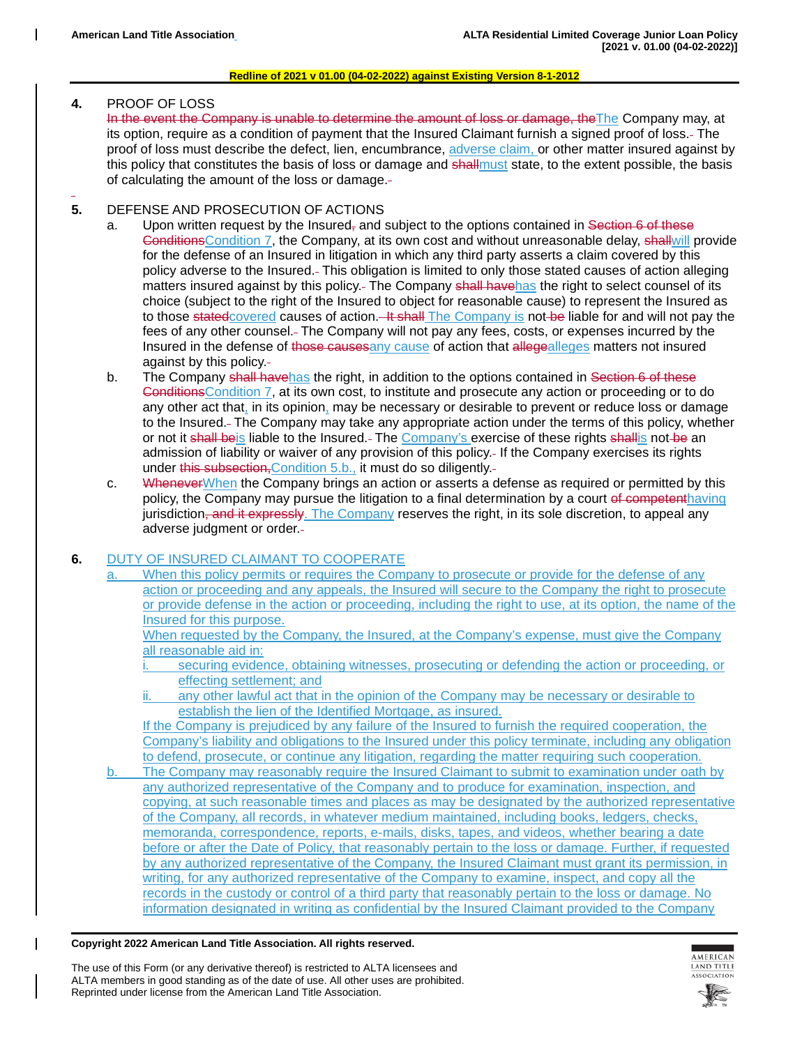**4. PROOF OF LOSS**

~~In the event the Company is unable to determine the amount of loss or damage, the~~The Company may, at its option, require as a condition of payment that the Insured Claimant furnish a signed proof of loss. The proof of loss must describe the defect, lien, encumbrance, adverse claim, or other matter insured against by this policy that constitutes the basis of loss or damage and ~~shall~~must state, to the extent possible, the basis of calculating the amount of the loss or damage.

**5. DEFENSE AND PROSECUTION OF ACTIONS**

a. Upon written request by the Insured~~,~~ and subject to the options contained in ~~Section 6 of these Conditions~~Condition 7, the Company, at its own cost and without unreasonable delay, ~~shall~~will provide for the defense of an Insured in litigation in which any third party asserts a claim covered by this policy adverse to the Insured. This obligation is limited to only those stated causes of action alleging matters insured against by this policy. The Company ~~shall have~~has the right to select counsel of its choice (subject to the right of the Insured to object for reasonable cause) to represent the Insured as to those ~~stated~~covered causes of action. ~~It shall~~ The Company is not ~~be~~ liable for and will not pay the fees of any other counsel. The Company will not pay any fees, costs, or expenses incurred by the Insured in the defense of ~~those causes~~any cause of action that ~~allege~~alleges matters not insured against by this policy.

b. The Company ~~shall have~~has the right, in addition to the options contained in ~~Section 6 of these Conditions~~Condition 7, at its own cost, to institute and prosecute any action or proceeding or to do any other act that, in its opinion, may be necessary or desirable to prevent or reduce loss or damage to the Insured. The Company may take any appropriate action under the terms of this policy, whether or not it ~~shall be~~is liable to the Insured. The Company's exercise of these rights ~~shall~~is not ~~be~~ an admission of liability or waiver of any provision of this policy. If the Company exercises its rights under ~~this subsection,~~Condition 5.b., it must do so diligently.

c. ~~Whenever~~When the Company brings an action or asserts a defense as required or permitted by this policy, the Company may pursue the litigation to a final determination by a court ~~of competent~~having jurisdiction~~, and it expressly~~. The Company reserves the right, in its sole discretion, to appeal any adverse judgment or order.

**6. DUTY OF INSURED CLAIMANT TO COOPERATE**

a. When this policy permits or requires the Company to prosecute or provide for the defense of any action or proceeding and any appeals, the Insured will secure to the Company the right to prosecute or provide defense in the action or proceeding, including the right to use, at its option, the name of the Insured for this purpose.

When requested by the Company, the Insured, at the Company's expense, must give the Company all reasonable aid in:

i. securing evidence, obtaining witnesses, prosecuting or defending the action or proceeding, or effecting settlement; and

ii. any other lawful act that in the opinion of the Company may be necessary or desirable to establish the lien of the Identified Mortgage, as insured.

If the Company is prejudiced by any failure of the Insured to furnish the required cooperation, the Company's liability and obligations to the Insured under this policy terminate, including any obligation to defend, prosecute, or continue any litigation, regarding the matter requiring such cooperation.

b. The Company may reasonably require the Insured Claimant to submit to examination under oath by any authorized representative of the Company and to produce for examination, inspection, and copying, at such reasonable times and places as may be designated by the authorized representative of the Company, all records, in whatever medium maintained, including books, ledgers, checks, memoranda, correspondence, reports, e-mails, disks, tapes, and videos, whether bearing a date before or after the Date of Policy, that reasonably pertain to the loss or damage. Further, if requested by any authorized representative of the Company, the Insured Claimant must grant its permission, in writing, for any authorized representative of the Company to examine, inspect, and copy all the records in the custody or control of a third party that reasonably pertain to the loss or damage. No information designated in writing as confidential by the Insured Claimant provided to the Company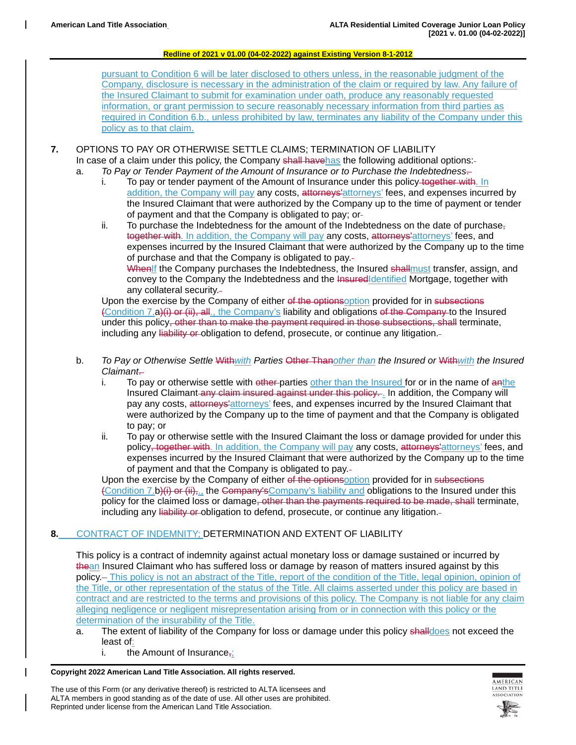pursuant to Condition 6 will be later disclosed to others unless, in the reasonable judgment of the Company, disclosure is necessary in the administration of the claim or required by law. Any failure of the Insured Claimant to submit for examination under oath, produce any reasonably requested information, or grant permission to secure reasonably necessary information from third parties as required in Condition 6.b., unless prohibited by law, terminates any liability of the Company under this policy as to that claim.

**7.** OPTIONS TO PAY OR OTHERWISE SETTLE CLAIMS; TERMINATION OF LIABILITY

In case of a claim under this policy, the Company ~~shall have~~has the following additional options:

a. *To Pay or Tender Payment of the Amount of Insurance or to Purchase the Indebtedness*~~.~~

i. To pay or tender payment of the Amount of Insurance under this policy ~~together with~~. In addition, the Company will pay any costs, ~~attorneys'~~attorneys' fees, and expenses incurred by the Insured Claimant that were authorized by the Company up to the time of payment or tender of payment and that the Company is obligated to pay; or

ii. To purchase the Indebtedness for the amount of the Indebtedness on the date of purchase~~, together with~~. In addition, the Company will pay any costs, ~~attorneys'~~attorneys' fees, and expenses incurred by the Insured Claimant that were authorized by the Company up to the time of purchase and that the Company is obligated to pay.

~~When~~If the Company purchases the Indebtedness, the Insured ~~shall~~must transfer, assign, and convey to the Company the Indebtedness and the ~~Insured~~Identified Mortgage, together with any collateral security.

Upon the exercise by the Company of either ~~of the options~~option provided for in ~~subsections (~~Condition 7.a~~)(i) or (ii), all~~., the Company's liability and obligations ~~of the Company~~ to the Insured under this policy~~, other than to make the payment required in those subsections, shall~~ terminate, including any ~~liability or~~ obligation to defend, prosecute, or continue any litigation.

b. *To Pay or Otherwise Settle ~~With~~with Parties ~~Other Than~~other than the Insured or ~~With~~with the Insured Claimant*~~.~~

i. To pay or otherwise settle with ~~other~~ parties other than the Insured for or in the name of ~~an~~the Insured Claimant ~~any claim insured against under this policy.~~. In addition, the Company will pay any costs, ~~attorneys'~~attorneys' fees, and expenses incurred by the Insured Claimant that were authorized by the Company up to the time of payment and that the Company is obligated to pay; or

ii. To pay or otherwise settle with the Insured Claimant the loss or damage provided for under this policy~~, together with~~. In addition, the Company will pay any costs, ~~attorneys'~~attorneys' fees, and expenses incurred by the Insured Claimant that were authorized by the Company up to the time of payment and that the Company is obligated to pay.

Upon the exercise by the Company of either ~~of the options~~option provided for in ~~subsections (~~Condition 7.b~~)(i) or (ii),~~., the ~~Company's~~Company's liability and obligations to the Insured under this policy for the claimed loss or damage~~, other than the payments required to be made, shall~~ terminate, including any ~~liability or~~ obligation to defend, prosecute, or continue any litigation.

**8.** CONTRACT OF INDEMNITY; DETERMINATION AND EXTENT OF LIABILITY

This policy is a contract of indemnity against actual monetary loss or damage sustained or incurred by ~~the~~an Insured Claimant who has suffered loss or damage by reason of matters insured against by this policy. This policy is not an abstract of the Title, report of the condition of the Title, legal opinion, opinion of the Title, or other representation of the status of the Title. All claims asserted under this policy are based in contract and are restricted to the terms and provisions of this policy. The Company is not liable for any claim alleging negligence or negligent misrepresentation arising from or in connection with this policy or the determination of the insurability of the Title.

a. The extent of liability of the Company for loss or damage under this policy ~~shall~~does not exceed the least of:

i. the Amount of Insurance~~,~~;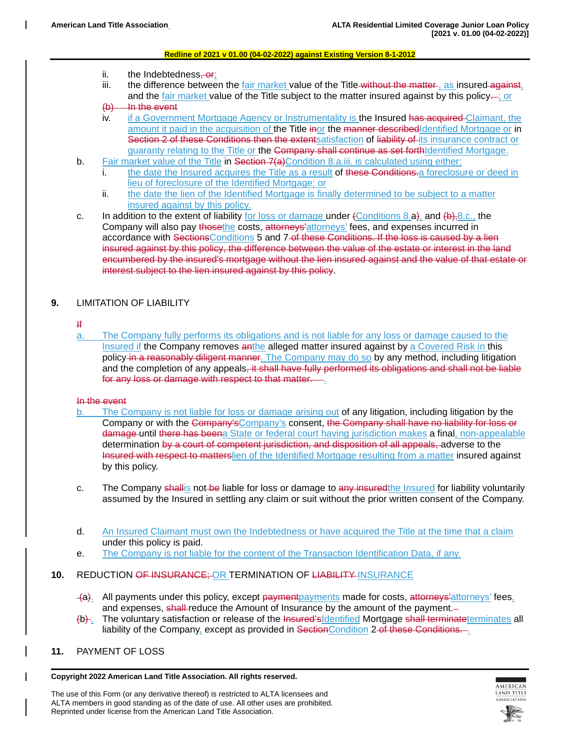ii. the Indebtedness~~, or~~;

iii. the difference between the fair market value of the Title~~ without the matter~~, as insured~~ against~~, and the fair market value of the Title subject to the matter insured against by this policy~~.~~; or

~~(b) In the event~~

iv. if a Government Mortgage Agency or Instrumentality is the Insured ~~has acquired~~ Claimant, the amount it paid in the acquisition of the Title ~~in~~or the ~~manner described~~Identified Mortgage or in ~~Section 2 of these Conditions then the extent~~satisfaction of ~~liability of~~ its insurance contract or guaranty relating to the Title or the ~~Company shall continue as set forth~~Identified Mortgage.

b. Fair market value of the Title in ~~Section 7(a)~~Condition 8.a.iii. is calculated using either:

i. the date the Insured acquires the Title as a result of ~~these Conditions.~~a foreclosure or deed in lieu of foreclosure of the Identified Mortgage; or

ii. the date the lien of the Identified Mortgage is finally determined to be subject to a matter insured against by this policy.

c. In addition to the extent of liability for loss or damage under ~~(~~Conditions 8.a~~)~~. and ~~(b),~~8.c., the Company will also pay ~~those~~the costs, ~~attorneys'~~attorneys' fees, and expenses incurred in accordance with ~~Sections~~Conditions 5 and 7~~ of these Conditions. If the loss is caused by a lien insured against by this policy, the difference between the value of the estate or interest in the land encumbered by the insured's mortgage without the lien insured against and the value of that estate or interest subject to the lien insured against by this policy~~.

## 9. LIMITATION OF LIABILITY

~~If~~

a. The Company fully performs its obligations and is not liable for any loss or damage caused to the Insured if the Company removes ~~an~~the alleged matter insured against by a Covered Risk in this policy~~ in a reasonably diligent manner~~. The Company may do so by any method, including litigation and the completion of any appeals~~, it shall have fully performed its obligations and shall not be liable for any loss or damage with respect to that matter.~~.

~~In the event~~

b. The Company is not liable for loss or damage arising out of any litigation, including litigation by the Company or with the ~~Company's~~Company's consent, ~~the Company shall have no liability for loss or damage~~ until ~~there has been~~a State or federal court having jurisdiction makes a final, non-appealable determination ~~by a court of competent jurisdiction, and disposition of all appeals,~~ adverse to the ~~Insured with respect to matters~~lien of the Identified Mortgage resulting from a matter insured against by this policy.

c. The Company ~~shall~~is not ~~be~~ liable for loss or damage to ~~any insured~~the Insured for liability voluntarily assumed by the Insured in settling any claim or suit without the prior written consent of the Company.

d. An Insured Claimant must own the Indebtedness or have acquired the Title at the time that a claim under this policy is paid.

e. The Company is not liable for the content of the Transaction Identification Data, if any.

## 10. REDUCTION ~~OF INSURANCE;~~ OR TERMINATION OF ~~LIABILITY~~ INSURANCE

~~(a)~~. All payments under this policy, except ~~payment~~payments made for costs, ~~attorneys'~~attorneys' fees, and expenses, ~~shall~~ reduce the Amount of Insurance by the amount of the payment.~~.~~

~~(b)~~. The voluntary satisfaction or release of the ~~Insured's~~Identified Mortgage ~~shall terminate~~terminates all liability of the Company, except as provided in ~~Section~~Condition 2~~ of these Conditions.~~.

## 11. PAYMENT OF LOSS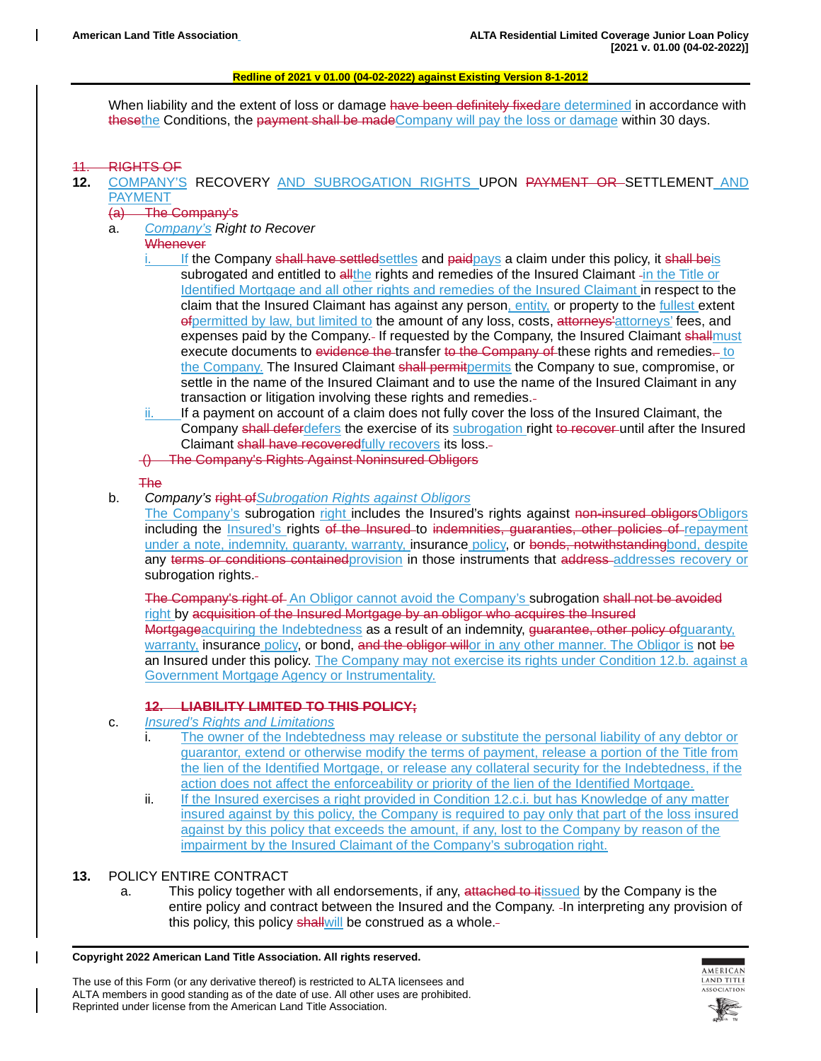When liability and the extent of loss or damage ~~have been definitely fixed~~are determined in accordance with ~~these~~the Conditions, the ~~payment shall be made~~Company will pay the loss or damage within 30 days.

~~11. RIGHTS OF~~

**12.** COMPANY'S RECOVERY AND SUBROGATION RIGHTS UPON ~~PAYMENT OR~~ SETTLEMENT AND PAYMENT

~~(a) The Company's~~

a. *Company's Right to Recover*

~~Whenever~~

i. If the Company ~~shall have settled~~settles and ~~paid~~pays a claim under this policy, it ~~shall be~~is subrogated and entitled to ~~all~~the rights and remedies of the Insured Claimant in the Title or Identified Mortgage and all other rights and remedies of the Insured Claimant in respect to the claim that the Insured Claimant has against any person, entity, or property to the fullest extent ~~of~~permitted by law, but limited to the amount of any loss, costs, ~~attorneys'~~attorneys' fees, and expenses paid by the Company. If requested by the Company, the Insured Claimant ~~shall~~must execute documents to ~~evidence the~~ transfer ~~to the Company of~~ these rights and remedies. to the Company. The Insured Claimant ~~shall permit~~permits the Company to sue, compromise, or settle in the name of the Insured Claimant and to use the name of the Insured Claimant in any transaction or litigation involving these rights and remedies.

ii. If a payment on account of a claim does not fully cover the loss of the Insured Claimant, the Company ~~shall defer~~defers the exercise of its subrogation right ~~to recover~~ until after the Insured Claimant ~~shall have recovered~~fully recovers its loss.

~~() The Company's Rights Against Noninsured Obligors~~

~~The~~

b. *Company's ~~right of~~Subrogation Rights against Obligors*

The Company's subrogation right includes the Insured's rights against ~~non-insured obligors~~Obligors including the Insured's rights ~~of the Insured~~ to ~~indemnities, guaranties, other policies of~~ repayment under a note, indemnity, guaranty, warranty, insurance policy, or ~~bonds, notwithstanding~~bond, despite any ~~terms or conditions contained~~provision in those instruments that ~~address~~ addresses recovery or subrogation rights.

~~The Company's right of~~ An Obligor cannot avoid the Company's subrogation ~~shall not be avoided~~ right by ~~acquisition of the Insured Mortgage by an obligor who acquires the Insured Mortgage~~acquiring the Indebtedness as a result of an indemnity, ~~guarantee, other policy of~~guaranty, warranty, insurance policy, or bond, ~~and the obligor will~~or in any other manner. The Obligor is not ~~be~~ an Insured under this policy. The Company may not exercise its rights under Condition 12.b. against a Government Mortgage Agency or Instrumentality.

~~**12. LIABILITY LIMITED TO THIS POLICY;**~~

c. *Insured's Rights and Limitations*

i. The owner of the Indebtedness may release or substitute the personal liability of any debtor or guarantor, extend or otherwise modify the terms of payment, release a portion of the Title from the lien of the Identified Mortgage, or release any collateral security for the Indebtedness, if the action does not affect the enforceability or priority of the lien of the Identified Mortgage.

ii. If the Insured exercises a right provided in Condition 12.c.i. but has Knowledge of any matter insured against by this policy, the Company is required to pay only that part of the loss insured against by this policy that exceeds the amount, if any, lost to the Company by reason of the impairment by the Insured Claimant of the Company's subrogation right.

**13.** POLICY ENTIRE CONTRACT

a. This policy together with all endorsements, if any, ~~attached to it~~issued by the Company is the entire policy and contract between the Insured and the Company. In interpreting any provision of this policy, this policy ~~shall~~will be construed as a whole.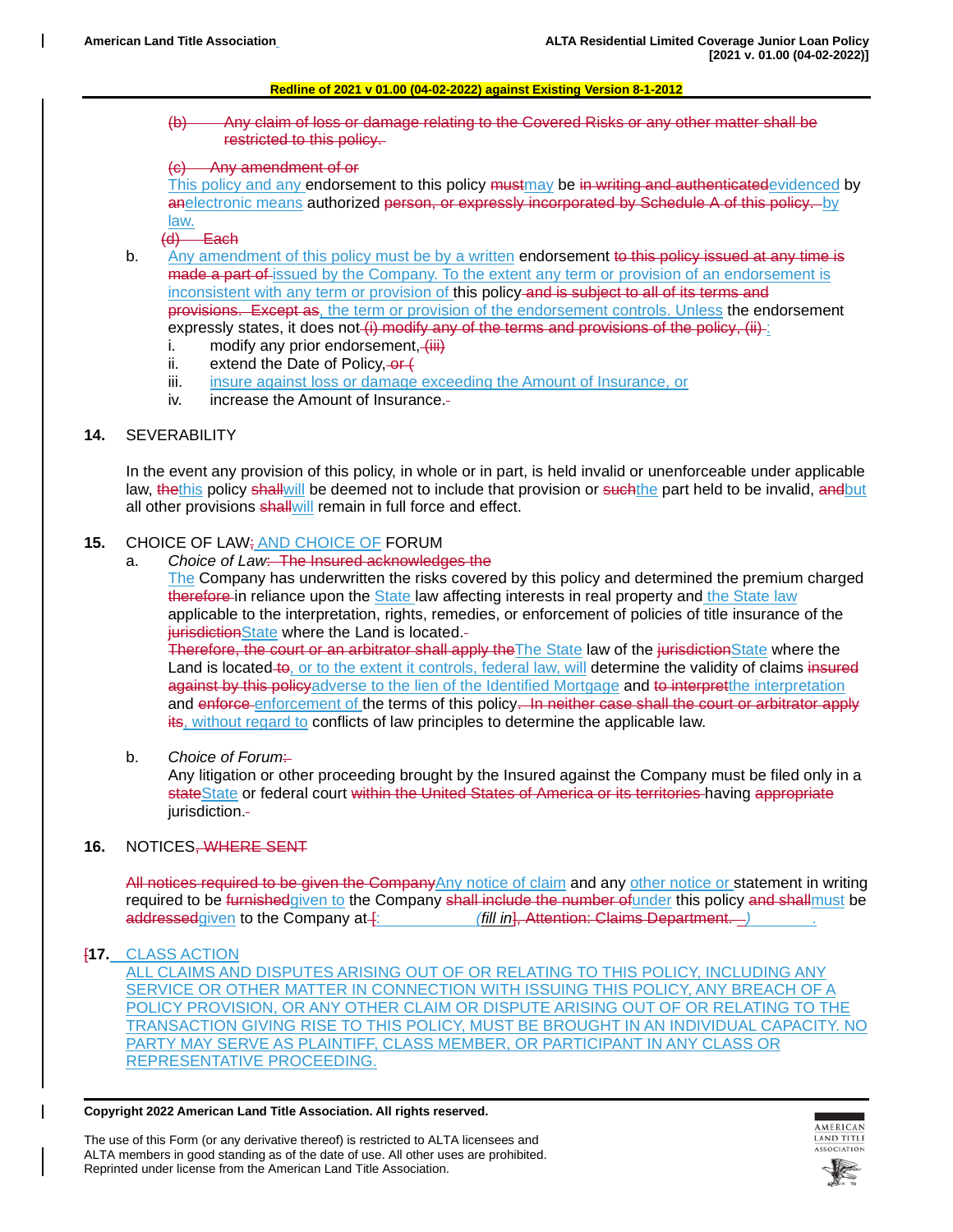Redline of 2021 v 01.00 (04-02-2022) against Existing Version 8-1-2012

(b) Any claim of loss or damage relating to the Covered Risks or any other matter shall be restricted to this policy.

(c) Any amendment of or

This policy and any endorsement to this policy mustmay be in writing and authenticatedevidenced by anelectronic means authorized person, or expressly incorporated by Schedule A of this policy. by law.

(d) Each

b. Any amendment of this policy must be by a written endorsement to this policy issued at any time is made a part of issued by the Company. To the extent any term or provision of an endorsement is inconsistent with any term or provision of this policy and is subject to all of its terms and provisions. Except as, the term or provision of the endorsement controls. Unless the endorsement expressly states, it does not (i) modify any of the terms and provisions of the policy, (ii) :

i. modify any prior endorsement, (iii)

ii. extend the Date of Policy, or (

iii. insure against loss or damage exceeding the Amount of Insurance, or

iv. increase the Amount of Insurance.

**14.** SEVERABILITY

In the event any provision of this policy, in whole or in part, is held invalid or unenforceable under applicable law, thethis policy shallwill be deemed not to include that provision or suchthe part held to be invalid, andbut all other provisions shallwill remain in full force and effect.

**15.** CHOICE OF LAW; AND CHOICE OF FORUM

a. *Choice of Law*: The Insured acknowledges the

The Company has underwritten the risks covered by this policy and determined the premium charged therefore in reliance upon the State law affecting interests in real property and the State law applicable to the interpretation, rights, remedies, or enforcement of policies of title insurance of the jurisdictionState where the Land is located.

Therefore, the court or an arbitrator shall apply theThe State law of the jurisdictionState where the Land is located to, or to the extent it controls, federal law, will determine the validity of claims insured against by this policyadverse to the lien of the Identified Mortgage and to interpretthe interpretation and enforce enforcement of the terms of this policy. In neither case shall the court or arbitrator apply its, without regard to conflicts of law principles to determine the applicable law.

b. *Choice of Forum*:

Any litigation or other proceeding brought by the Insured against the Company must be filed only in a stateState or federal court within the United States of America or its territories having appropriate jurisdiction.

**16.** NOTICES, WHERE SENT

All notices required to be given the CompanyAny notice of claim and any other notice or statement in writing required to be furnishedgiven to the Company shall include the number ofunder this policy and shallmust be addressedgiven to the Company at [: *(fill in*], Attention: Claims Department. ) .

[**17.** CLASS ACTION

ALL CLAIMS AND DISPUTES ARISING OUT OF OR RELATING TO THIS POLICY, INCLUDING ANY SERVICE OR OTHER MATTER IN CONNECTION WITH ISSUING THIS POLICY, ANY BREACH OF A POLICY PROVISION, OR ANY OTHER CLAIM OR DISPUTE ARISING OUT OF OR RELATING TO THE TRANSACTION GIVING RISE TO THIS POLICY, MUST BE BROUGHT IN AN INDIVIDUAL CAPACITY. NO PARTY MAY SERVE AS PLAINTIFF, CLASS MEMBER, OR PARTICIPANT IN ANY CLASS OR REPRESENTATIVE PROCEEDING.

**Copyright 2022 American Land Title Association. All rights reserved.**

The use of this Form (or any derivative thereof) is restricted to ALTA licensees and ALTA members in good standing as of the date of use. All other uses are prohibited. Reprinted under license from the American Land Title Association.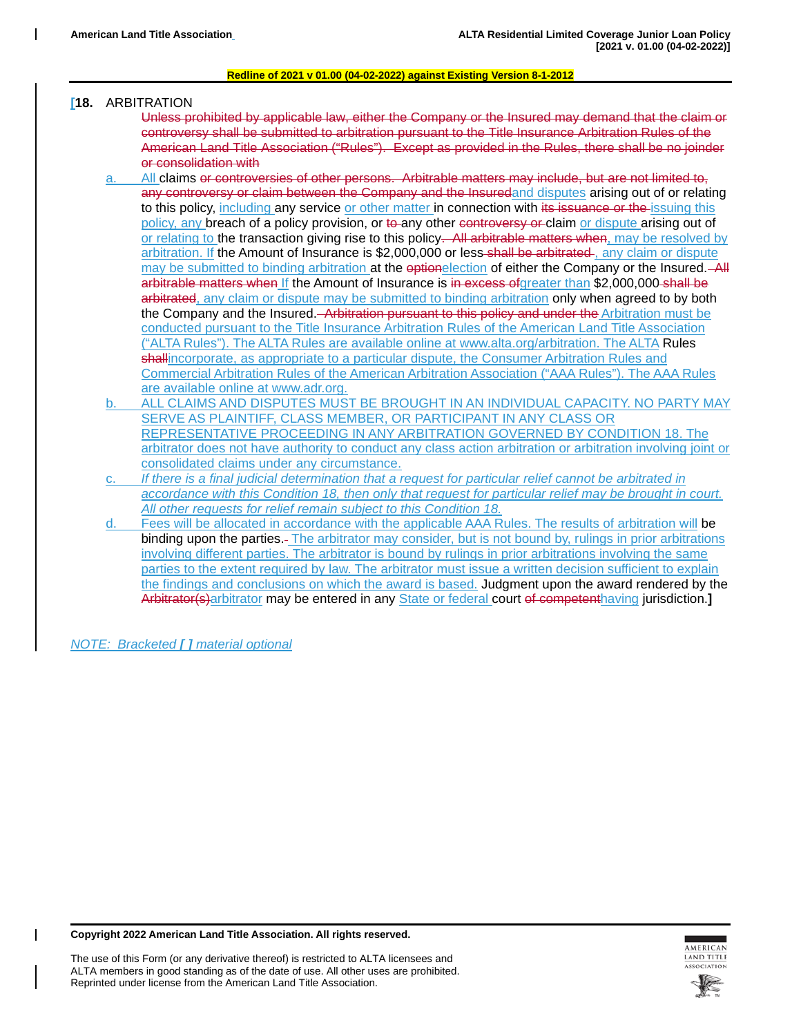[**18.** ARBITRATION

~~Unless prohibited by applicable law, either the Company or the Insured may demand that the claim or controversy shall be submitted to arbitration pursuant to the Title Insurance Arbitration Rules of the American Land Title Association ("Rules"). Except as provided in the Rules, there shall be no joinder or consolidation with~~

a. All claims ~~or controversies of other persons. Arbitrable matters may include, but are not limited to, any controversy or claim between the Company and the Insured~~and disputes arising out of or relating to this policy, including any service or other matter in connection with ~~its issuance or the~~ issuing this policy, any breach of a policy provision, or ~~to~~ any other ~~controversy or~~ claim or dispute arising out of or relating to the transaction giving rise to this policy. ~~All arbitrable matters when~~, may be resolved by arbitration. If the Amount of Insurance is $2,000,000 or less ~~shall be arbitrated~~, any claim or dispute may be submitted to binding arbitration at the ~~option~~election of either the Company or the Insured. ~~All arbitrable matters when~~ If the Amount of Insurance is ~~in excess of~~greater than $2,000,000 ~~shall be arbitrated~~, any claim or dispute may be submitted to binding arbitration only when agreed to by both the Company and the Insured. ~~Arbitration pursuant to this policy and under the~~ Arbitration must be conducted pursuant to the Title Insurance Arbitration Rules of the American Land Title Association ("ALTA Rules"). The ALTA Rules are available online at www.alta.org/arbitration. The ALTA Rules ~~shall~~incorporate, as appropriate to a particular dispute, the Consumer Arbitration Rules and Commercial Arbitration Rules of the American Arbitration Association ("AAA Rules"). The AAA Rules are available online at www.adr.org.

b. ALL CLAIMS AND DISPUTES MUST BE BROUGHT IN AN INDIVIDUAL CAPACITY. NO PARTY MAY SERVE AS PLAINTIFF, CLASS MEMBER, OR PARTICIPANT IN ANY CLASS OR REPRESENTATIVE PROCEEDING IN ANY ARBITRATION GOVERNED BY CONDITION 18. The arbitrator does not have authority to conduct any class action arbitration or arbitration involving joint or consolidated claims under any circumstance.

c. *If there is a final judicial determination that a request for particular relief cannot be arbitrated in accordance with this Condition 18, then only that request for particular relief may be brought in court. All other requests for relief remain subject to this Condition 18.*

d. Fees will be allocated in accordance with the applicable AAA Rules. The results of arbitration will be binding upon the parties. The arbitrator may consider, but is not bound by, rulings in prior arbitrations involving different parties. The arbitrator is bound by rulings in prior arbitrations involving the same parties to the extent required by law. The arbitrator must issue a written decision sufficient to explain the findings and conclusions on which the award is based. Judgment upon the award rendered by the ~~Arbitrator(s)~~arbitrator may be entered in any State or federal court ~~of competent~~having jurisdiction.**]**

*NOTE: Bracketed **[ ]** material optional*